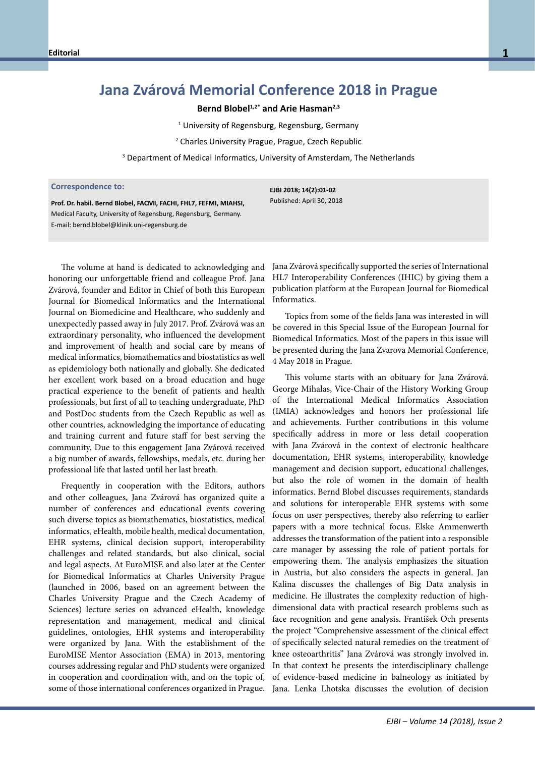# Jana Zvárová Memorial Conference 2018 in Prague

**Bernd Blobel[1,2*] and Arie Hasman[2,3]**

[1] University of Regensburg, Regensburg, Germany

[2] Charles University Prague, Prague, Czech Republic

[3] Department of Medical Informatics, University of Amsterdam, The Netherlands

**Correspondence to:**

**Prof. Dr. habil. Bernd Blobel, FACMI, FACHI, FHL7, FEFMI, MIAHSI,**
Medical Faculty, University of Regensburg, Regensburg, Germany.
E-mail: bernd.blobel@klinik.uni-regensburg.de

**EJBI 2018; 14(2):01-02**
Published: April 30, 2018

The volume at hand is dedicated to acknowledging and honoring our unforgettable friend and colleague Prof. Jana Zvárová, founder and Editor in Chief of both this European Journal for Biomedical Informatics and the International Journal on Biomedicine and Healthcare, who suddenly and unexpectedly passed away in July 2017. Prof. Zvárová was an extraordinary personality, who influenced the development and improvement of health and social care by means of medical informatics, biomathematics and biostatistics as well as epidemiology both nationally and globally. She dedicated her excellent work based on a broad education and huge practical experience to the benefit of patients and health professionals, but first of all to teaching undergraduate, PhD and PostDoc students from the Czech Republic as well as other countries, acknowledging the importance of educating and training current and future staff for best serving the community. Due to this engagement Jana Zvárová received a big number of awards, fellowships, medals, etc. during her professional life that lasted until her last breath.

Frequently in cooperation with the Editors, authors and other colleagues, Jana Zvárová has organized quite a number of conferences and educational events covering such diverse topics as biomathematics, biostatistics, medical informatics, eHealth, mobile health, medical documentation, EHR systems, clinical decision support, interoperability challenges and related standards, but also clinical, social and legal aspects. At EuroMISE and also later at the Center for Biomedical Informatics at Charles University Prague (launched in 2006, based on an agreement between the Charles University Prague and the Czech Academy of Sciences) lecture series on advanced eHealth, knowledge representation and management, medical and clinical guidelines, ontologies, EHR systems and interoperability were organized by Jana. With the establishment of the EuroMISE Mentor Association (EMA) in 2013, mentoring courses addressing regular and PhD students were organized in cooperation and coordination with, and on the topic of, some of those international conferences organized in Prague. Jana Zvárová specifically supported the series of International HL7 Interoperability Conferences (IHIC) by giving them a publication platform at the European Journal for Biomedical Informatics.

Topics from some of the fields Jana was interested in will be covered in this Special Issue of the European Journal for Biomedical Informatics. Most of the papers in this issue will be presented during the Jana Zvarova Memorial Conference, 4 May 2018 in Prague.

This volume starts with an obituary for Jana Zvárová. George Mihalas, Vice-Chair of the History Working Group of the International Medical Informatics Association (IMIA) acknowledges and honors her professional life and achievements. Further contributions in this volume specifically address in more or less detail cooperation with Jana Zvárová in the context of electronic healthcare documentation, EHR systems, interoperability, knowledge management and decision support, educational challenges, but also the role of women in the domain of health informatics. Bernd Blobel discusses requirements, standards and solutions for interoperable EHR systems with some focus on user perspectives, thereby also referring to earlier papers with a more technical focus. Elske Ammenwerth addresses the transformation of the patient into a responsible care manager by assessing the role of patient portals for empowering them. The analysis emphasizes the situation in Austria, but also considers the aspects in general. Jan Kalina discusses the challenges of Big Data analysis in medicine. He illustrates the complexity reduction of high-dimensional data with practical research problems such as face recognition and gene analysis. František Och presents the project "Comprehensive assessment of the clinical effect of specifically selected natural remedies on the treatment of knee osteoarthritis" Jana Zvárová was strongly involved in. In that context he presents the interdisciplinary challenge of evidence-based medicine in balneology as initiated by Jana. Lenka Lhotska discusses the evolution of decision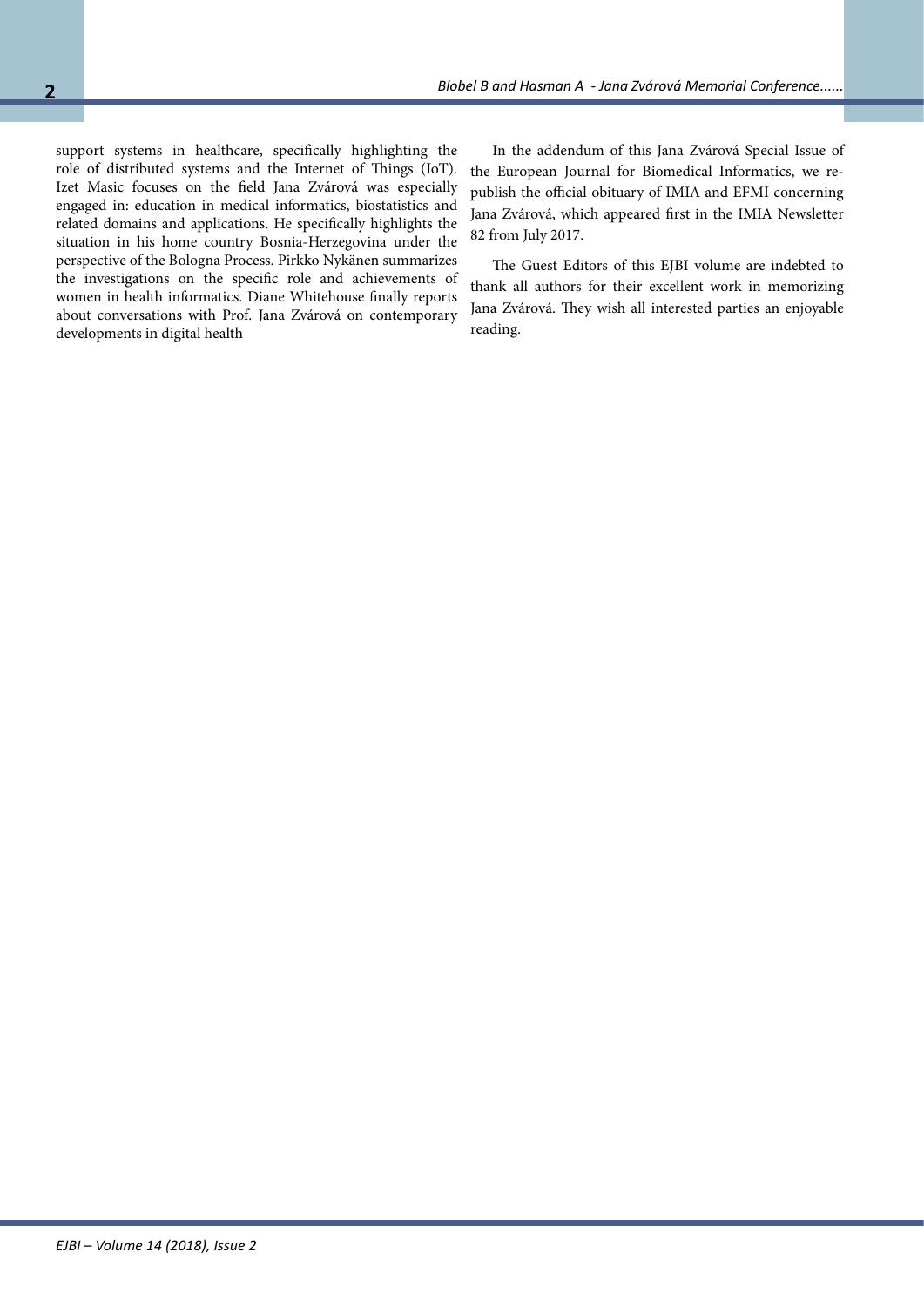support systems in healthcare, specifically highlighting the role of distributed systems and the Internet of Things (IoT). Izet Masic focuses on the field Jana Zvárová was especially engaged in: education in medical informatics, biostatistics and related domains and applications. He specifically highlights the situation in his home country Bosnia-Herzegovina under the perspective of the Bologna Process. Pirkko Nykänen summarizes the investigations on the specific role and achievements of women in health informatics. Diane Whitehouse finally reports about conversations with Prof. Jana Zvárová on contemporary developments in digital health

In the addendum of this Jana Zvárová Special Issue of the European Journal for Biomedical Informatics, we re-publish the official obituary of IMIA and EFMI concerning Jana Zvárová, which appeared first in the IMIA Newsletter 82 from July 2017.

The Guest Editors of this EJBI volume are indebted to thank all authors for their excellent work in memorizing Jana Zvárová. They wish all interested parties an enjoyable reading.